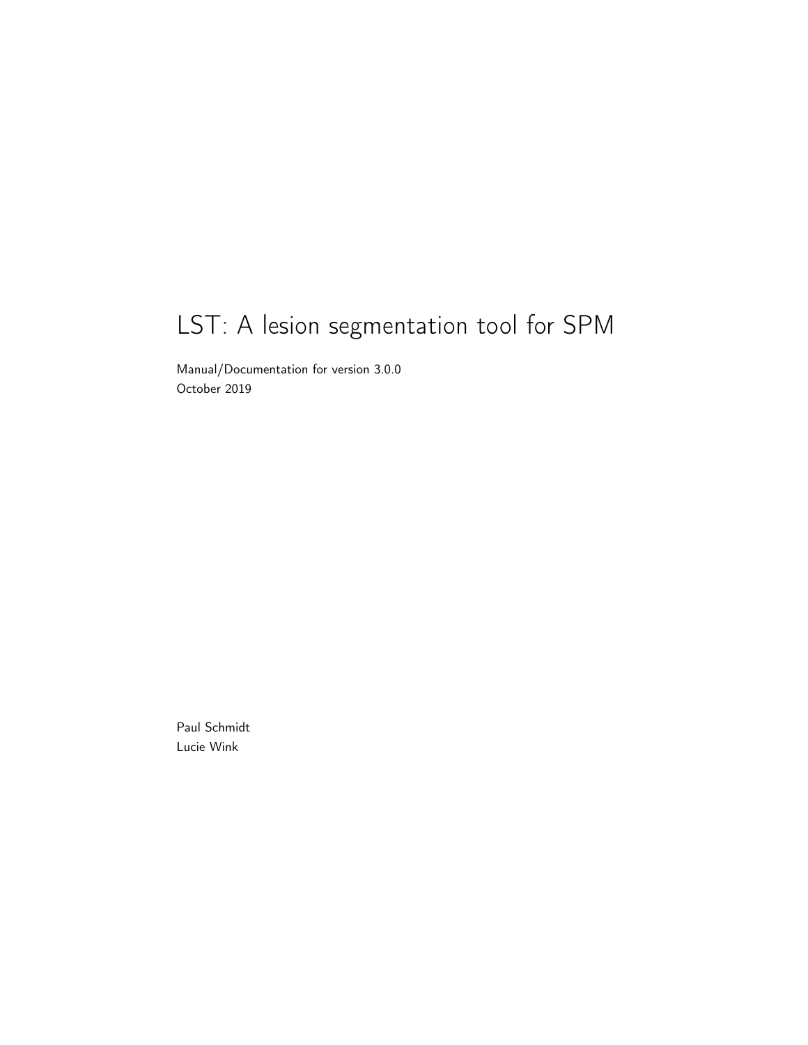# LST: A lesion segmentation tool for SPM

Manual/Documentation for version 3.0.0
October 2019

Paul Schmidt
Lucie Wink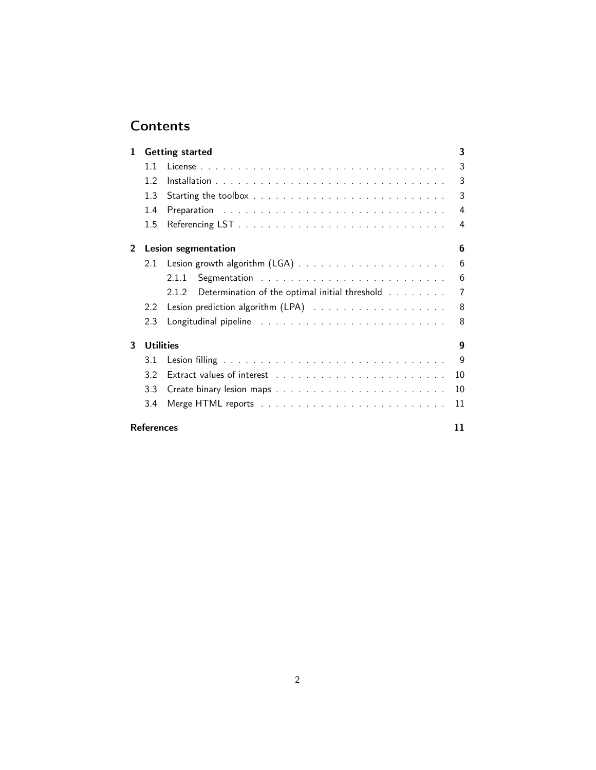# Contents

**1 Getting started** — **3**

- 1.1 License — 3
- 1.2 Installation — 3
- 1.3 Starting the toolbox — 3
- 1.4 Preparation — 4
- 1.5 Referencing LST — 4

**2 Lesion segmentation** — **6**

- 2.1 Lesion growth algorithm (LGA) — 6
  - 2.1.1 Segmentation — 6
  - 2.1.2 Determination of the optimal initial threshold — 7
- 2.2 Lesion prediction algorithm (LPA) — 8
- 2.3 Longitudinal pipeline — 8

**3 Utilities** — **9**

- 3.1 Lesion filling — 9
- 3.2 Extract values of interest — 10
- 3.3 Create binary lesion maps — 10
- 3.4 Merge HTML reports — 11

**References** — **11**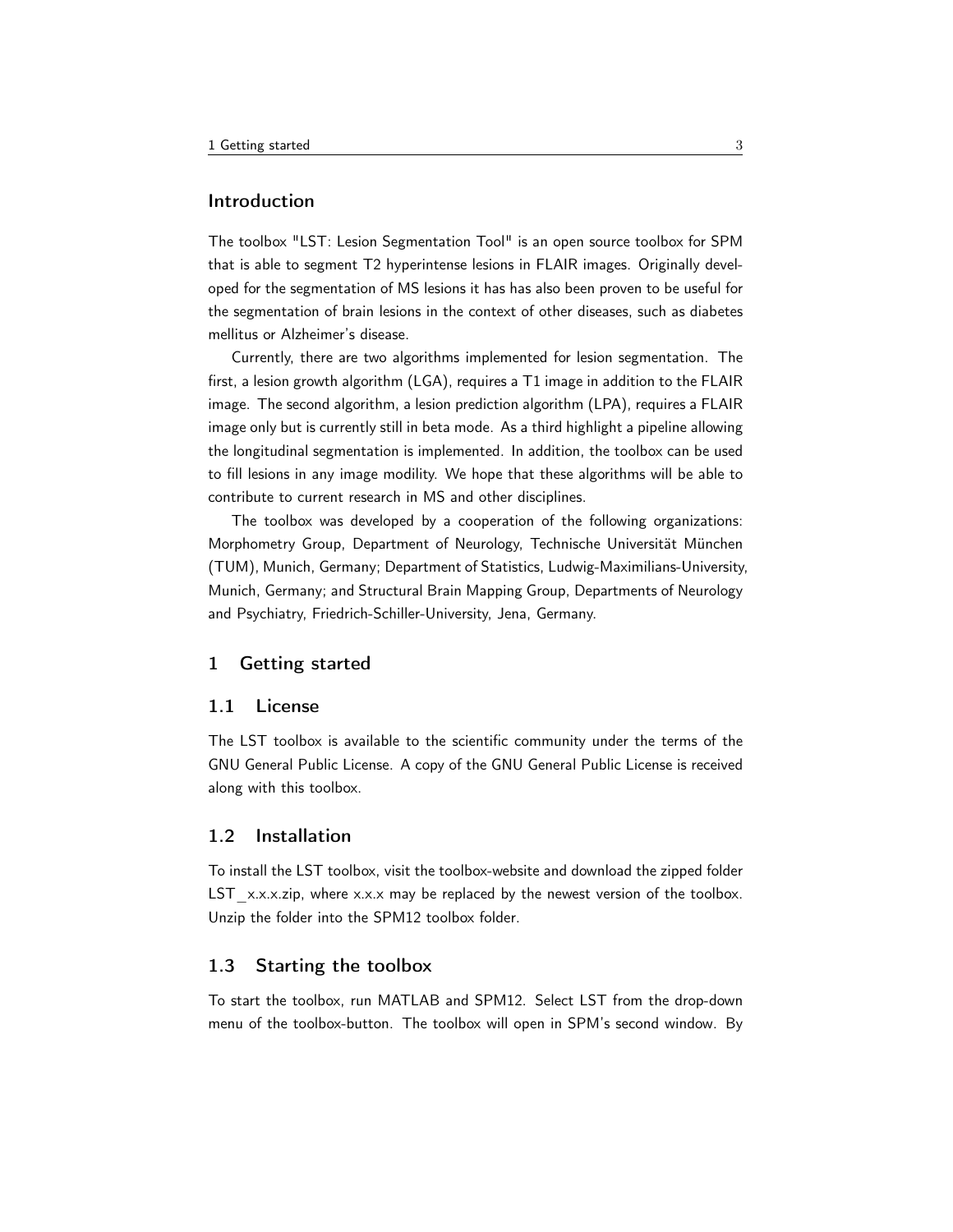## Introduction

The toolbox "LST: Lesion Segmentation Tool" is an open source toolbox for SPM that is able to segment T2 hyperintense lesions in FLAIR images. Originally developed for the segmentation of MS lesions it has has also been proven to be useful for the segmentation of brain lesions in the context of other diseases, such as diabetes mellitus or Alzheimer's disease.

Currently, there are two algorithms implemented for lesion segmentation. The first, a lesion growth algorithm (LGA), requires a T1 image in addition to the FLAIR image. The second algorithm, a lesion prediction algorithm (LPA), requires a FLAIR image only but is currently still in beta mode. As a third highlight a pipeline allowing the longitudinal segmentation is implemented. In addition, the toolbox can be used to fill lesions in any image modility. We hope that these algorithms will be able to contribute to current research in MS and other disciplines.

The toolbox was developed by a cooperation of the following organizations: Morphometry Group, Department of Neurology, Technische Universität München (TUM), Munich, Germany; Department of Statistics, Ludwig-Maximilians-University, Munich, Germany; and Structural Brain Mapping Group, Departments of Neurology and Psychiatry, Friedrich-Schiller-University, Jena, Germany.

## 1 Getting started

### 1.1 License

The LST toolbox is available to the scientific community under the terms of the GNU General Public License. A copy of the GNU General Public License is received along with this toolbox.

### 1.2 Installation

To install the LST toolbox, visit the toolbox-website and download the zipped folder LST_x.x.x.zip, where x.x.x may be replaced by the newest version of the toolbox. Unzip the folder into the SPM12 toolbox folder.

### 1.3 Starting the toolbox

To start the toolbox, run MATLAB and SPM12. Select LST from the drop-down menu of the toolbox-button. The toolbox will open in SPM's second window. By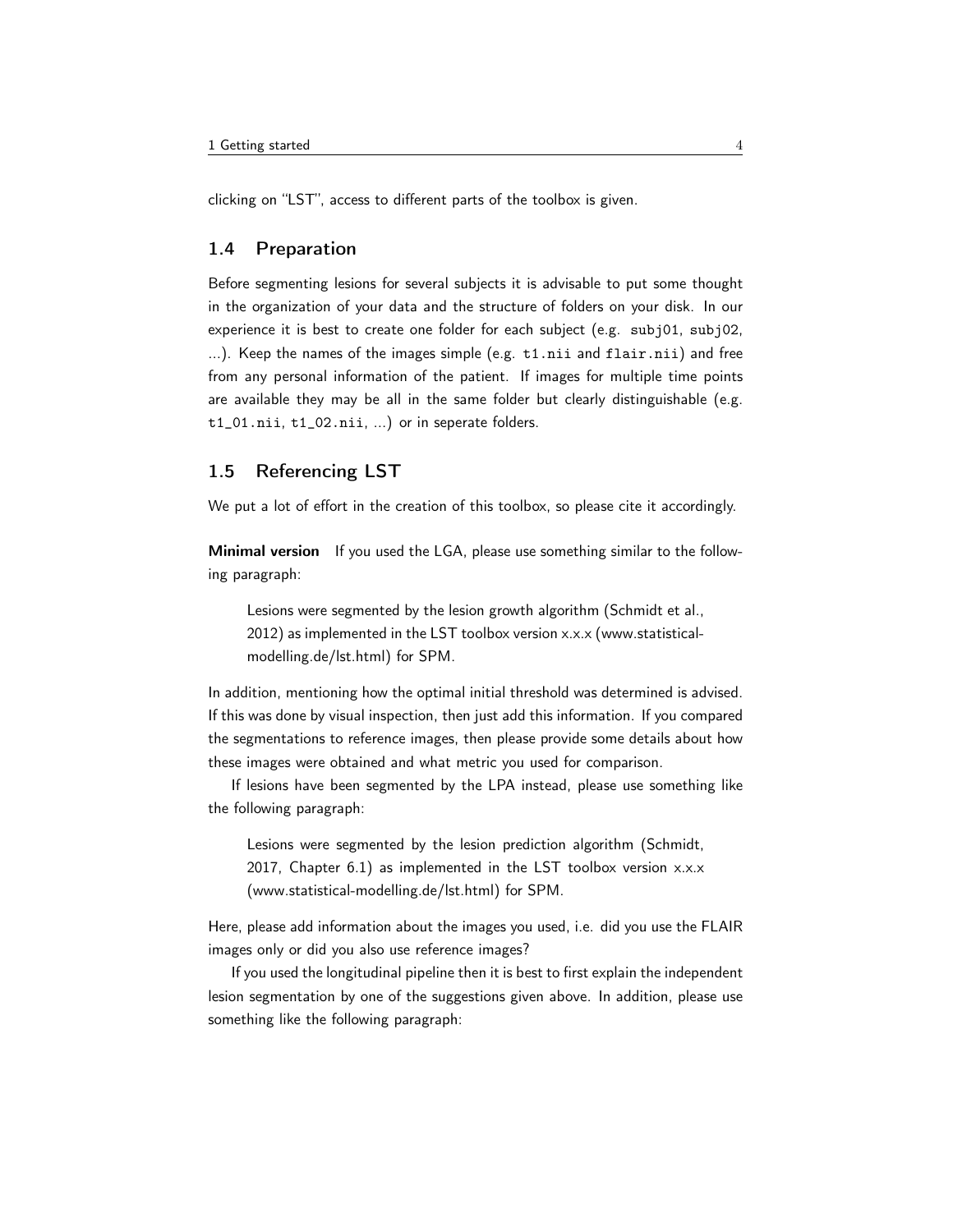clicking on "LST", access to different parts of the toolbox is given.

## 1.4 Preparation

Before segmenting lesions for several subjects it is advisable to put some thought in the organization of your data and the structure of folders on your disk. In our experience it is best to create one folder for each subject (e.g. `subj01`, `subj02`, ...). Keep the names of the images simple (e.g. `t1.nii` and `flair.nii`) and free from any personal information of the patient. If images for multiple time points are available they may be all in the same folder but clearly distinguishable (e.g. `t1_01.nii`, `t1_02.nii`, ...) or in seperate folders.

## 1.5 Referencing LST

We put a lot of effort in the creation of this toolbox, so please cite it accordingly.

**Minimal version** If you used the LGA, please use something similar to the following paragraph:

> Lesions were segmented by the lesion growth algorithm (Schmidt et al., 2012) as implemented in the LST toolbox version x.x.x (www.statistical-modelling.de/lst.html) for SPM.

In addition, mentioning how the optimal initial threshold was determined is advised. If this was done by visual inspection, then just add this information. If you compared the segmentations to reference images, then please provide some details about how these images were obtained and what metric you used for comparison.

If lesions have been segmented by the LPA instead, please use something like the following paragraph:

> Lesions were segmented by the lesion prediction algorithm (Schmidt, 2017, Chapter 6.1) as implemented in the LST toolbox version x.x.x (www.statistical-modelling.de/lst.html) for SPM.

Here, please add information about the images you used, i.e. did you use the FLAIR images only or did you also use reference images?

If you used the longitudinal pipeline then it is best to first explain the independent lesion segmentation by one of the suggestions given above. In addition, please use something like the following paragraph: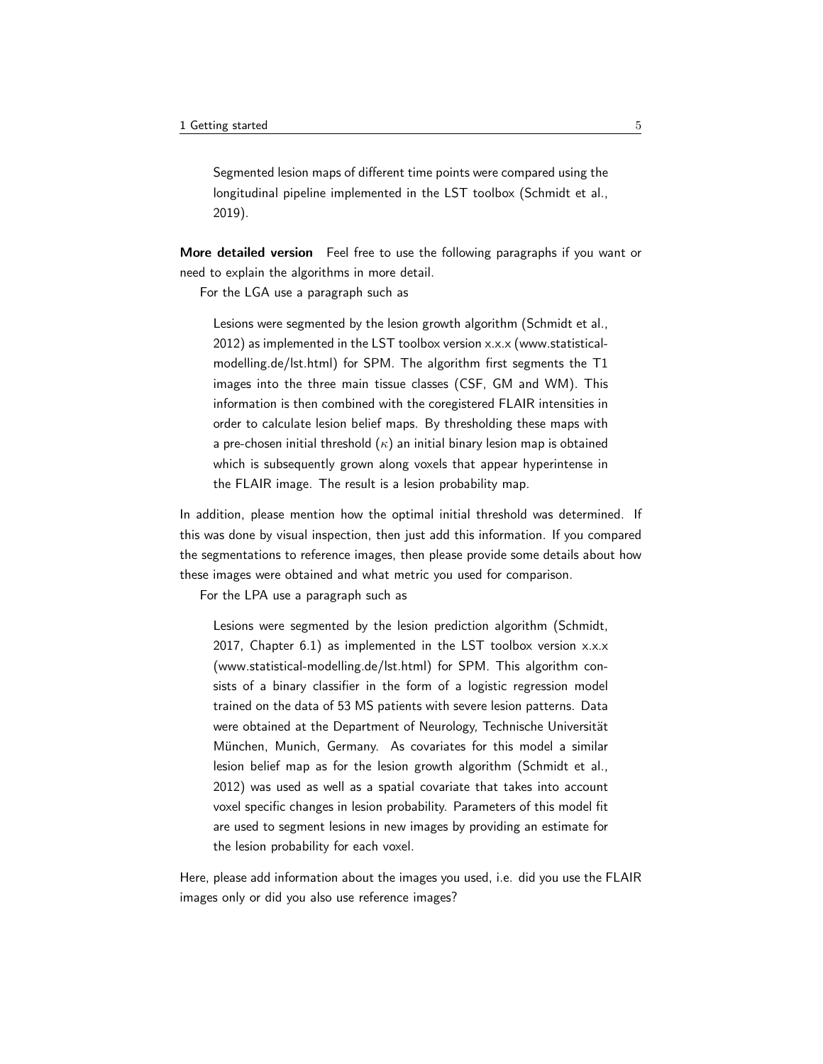> Segmented lesion maps of different time points were compared using the longitudinal pipeline implemented in the LST toolbox (Schmidt et al., 2019).

**More detailed version** Feel free to use the following paragraphs if you want or need to explain the algorithms in more detail.

For the LGA use a paragraph such as

> Lesions were segmented by the lesion growth algorithm (Schmidt et al., 2012) as implemented in the LST toolbox version x.x.x (www.statistical-modelling.de/lst.html) for SPM. The algorithm first segments the T1 images into the three main tissue classes (CSF, GM and WM). This information is then combined with the coregistered FLAIR intensities in order to calculate lesion belief maps. By thresholding these maps with a pre-chosen initial threshold ($\kappa$) an initial binary lesion map is obtained which is subsequently grown along voxels that appear hyperintense in the FLAIR image. The result is a lesion probability map.

In addition, please mention how the optimal initial threshold was determined. If this was done by visual inspection, then just add this information. If you compared the segmentations to reference images, then please provide some details about how these images were obtained and what metric you used for comparison.

For the LPA use a paragraph such as

> Lesions were segmented by the lesion prediction algorithm (Schmidt, 2017, Chapter 6.1) as implemented in the LST toolbox version x.x.x (www.statistical-modelling.de/lst.html) for SPM. This algorithm consists of a binary classifier in the form of a logistic regression model trained on the data of 53 MS patients with severe lesion patterns. Data were obtained at the Department of Neurology, Technische Universität München, Munich, Germany. As covariates for this model a similar lesion belief map as for the lesion growth algorithm (Schmidt et al., 2012) was used as well as a spatial covariate that takes into account voxel specific changes in lesion probability. Parameters of this model fit are used to segment lesions in new images by providing an estimate for the lesion probability for each voxel.

Here, please add information about the images you used, i.e. did you use the FLAIR images only or did you also use reference images?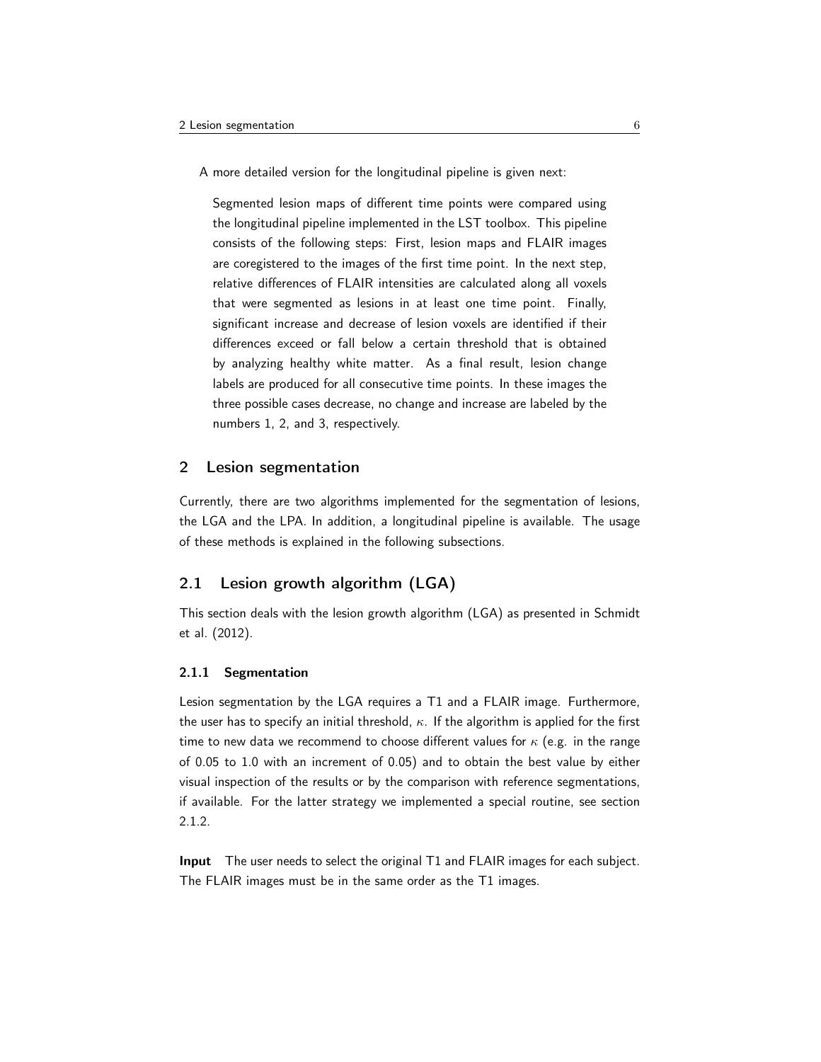A more detailed version for the longitudinal pipeline is given next:

> Segmented lesion maps of different time points were compared using the longitudinal pipeline implemented in the LST toolbox. This pipeline consists of the following steps: First, lesion maps and FLAIR images are coregistered to the images of the first time point. In the next step, relative differences of FLAIR intensities are calculated along all voxels that were segmented as lesions in at least one time point. Finally, significant increase and decrease of lesion voxels are identified if their differences exceed or fall below a certain threshold that is obtained by analyzing healthy white matter. As a final result, lesion change labels are produced for all consecutive time points. In these images the three possible cases decrease, no change and increase are labeled by the numbers 1, 2, and 3, respectively.

## 2 Lesion segmentation

Currently, there are two algorithms implemented for the segmentation of lesions, the LGA and the LPA. In addition, a longitudinal pipeline is available. The usage of these methods is explained in the following subsections.

### 2.1 Lesion growth algorithm (LGA)

This section deals with the lesion growth algorithm (LGA) as presented in Schmidt et al. (2012).

#### 2.1.1 Segmentation

Lesion segmentation by the LGA requires a T1 and a FLAIR image. Furthermore, the user has to specify an initial threshold, $\kappa$. If the algorithm is applied for the first time to new data we recommend to choose different values for $\kappa$ (e.g. in the range of 0.05 to 1.0 with an increment of 0.05) and to obtain the best value by either visual inspection of the results or by the comparison with reference segmentations, if available. For the latter strategy we implemented a special routine, see section 2.1.2.

**Input** The user needs to select the original T1 and FLAIR images for each subject. The FLAIR images must be in the same order as the T1 images.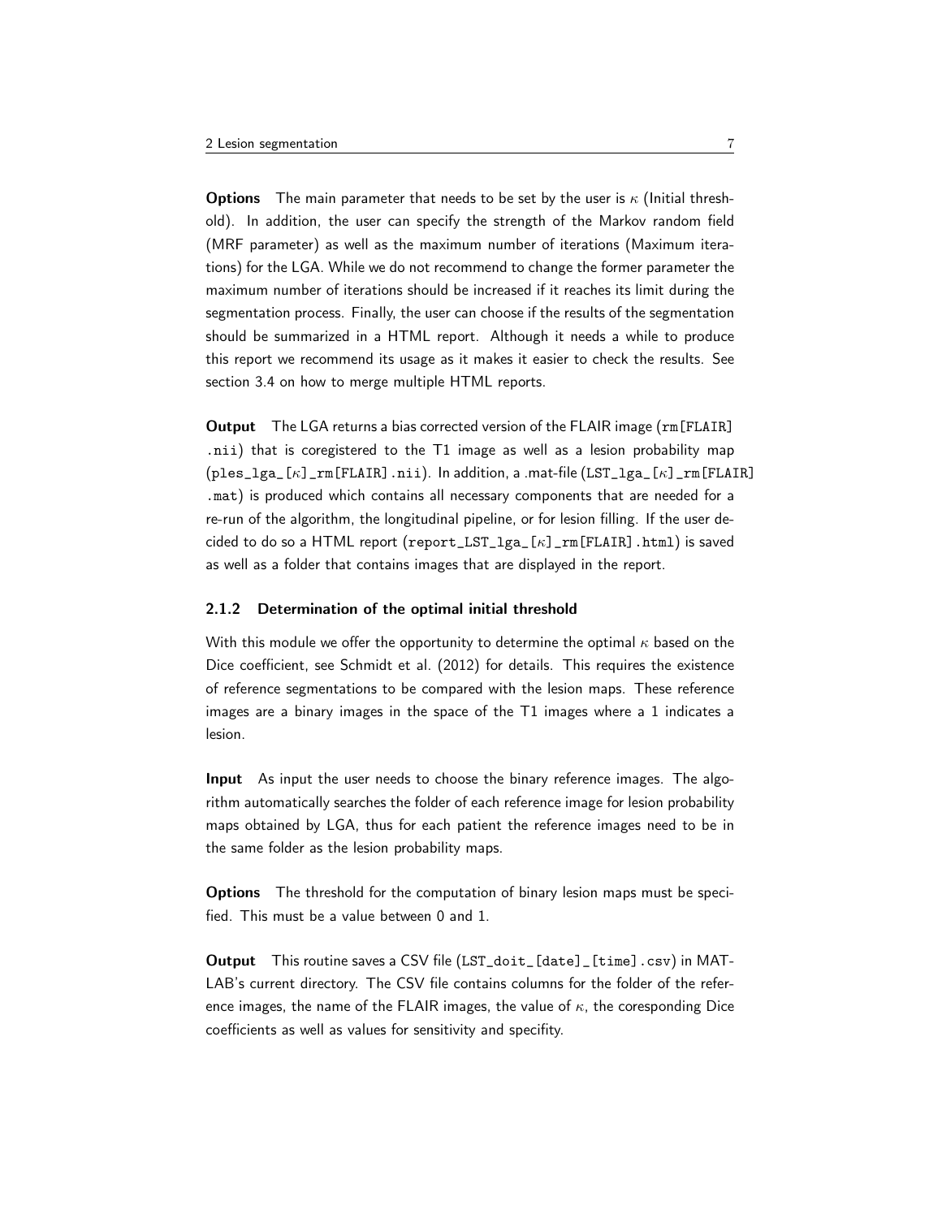**Options** The main parameter that needs to be set by the user is $\kappa$ (Initial threshold). In addition, the user can specify the strength of the Markov random field (MRF parameter) as well as the maximum number of iterations (Maximum iterations) for the LGA. While we do not recommend to change the former parameter the maximum number of iterations should be increased if it reaches its limit during the segmentation process. Finally, the user can choose if the results of the segmentation should be summarized in a HTML report. Although it needs a while to produce this report we recommend its usage as it makes it easier to check the results. See section 3.4 on how to merge multiple HTML reports.

**Output** The LGA returns a bias corrected version of the FLAIR image (`rm[FLAIR].nii`) that is coregistered to the T1 image as well as a lesion probability map (`ples_lga_[`$\kappa$`]_rm[FLAIR].nii`). In addition, a .mat-file (`LST_lga_[`$\kappa$`]_rm[FLAIR].mat`) is produced which contains all necessary components that are needed for a re-run of the algorithm, the longitudinal pipeline, or for lesion filling. If the user decided to do so a HTML report (`report_LST_lga_[`$\kappa$`]_rm[FLAIR].html`) is saved as well as a folder that contains images that are displayed in the report.

### 2.1.2 Determination of the optimal initial threshold

With this module we offer the opportunity to determine the optimal $\kappa$ based on the Dice coefficient, see Schmidt et al. (2012) for details. This requires the existence of reference segmentations to be compared with the lesion maps. These reference images are a binary images in the space of the T1 images where a 1 indicates a lesion.

**Input** As input the user needs to choose the binary reference images. The algorithm automatically searches the folder of each reference image for lesion probability maps obtained by LGA, thus for each patient the reference images need to be in the same folder as the lesion probability maps.

**Options** The threshold for the computation of binary lesion maps must be specified. This must be a value between 0 and 1.

**Output** This routine saves a CSV file (`LST_doit_[date]_[time].csv`) in MATLAB's current directory. The CSV file contains columns for the folder of the reference images, the name of the FLAIR images, the value of $\kappa$, the coresponding Dice coefficients as well as values for sensitivity and specifity.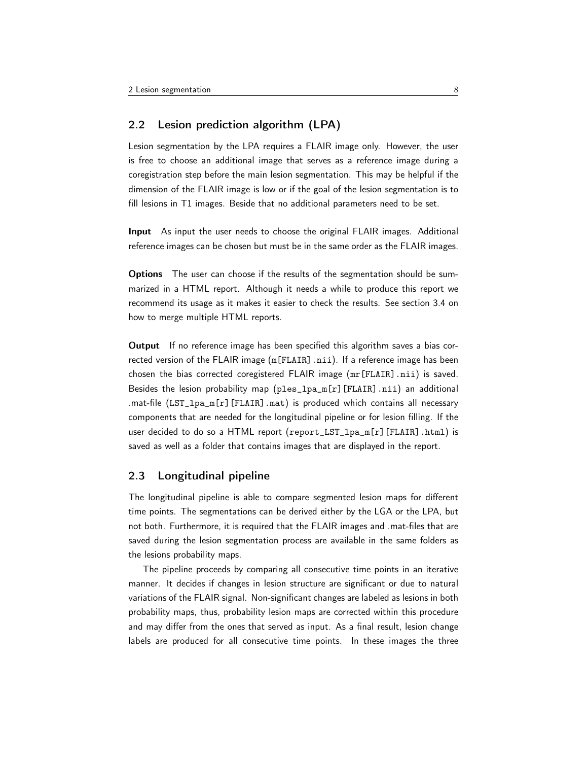## 2.2 Lesion prediction algorithm (LPA)

Lesion segmentation by the LPA requires a FLAIR image only. However, the user is free to choose an additional image that serves as a reference image during a coregistration step before the main lesion segmentation. This may be helpful if the dimension of the FLAIR image is low or if the goal of the lesion segmentation is to fill lesions in T1 images. Beside that no additional parameters need to be set.

**Input** As input the user needs to choose the original FLAIR images. Additional reference images can be chosen but must be in the same order as the FLAIR images.

**Options** The user can choose if the results of the segmentation should be summarized in a HTML report. Although it needs a while to produce this report we recommend its usage as it makes it easier to check the results. See section 3.4 on how to merge multiple HTML reports.

**Output** If no reference image has been specified this algorithm saves a bias corrected version of the FLAIR image (`m[FLAIR].nii`). If a reference image has been chosen the bias corrected coregistered FLAIR image (`mr[FLAIR].nii`) is saved. Besides the lesion probability map (`ples_lpa_m[r][FLAIR].nii`) an additional .mat-file (`LST_lpa_m[r][FLAIR].mat`) is produced which contains all necessary components that are needed for the longitudinal pipeline or for lesion filling. If the user decided to do so a HTML report (`report_LST_lpa_m[r][FLAIR].html`) is saved as well as a folder that contains images that are displayed in the report.

## 2.3 Longitudinal pipeline

The longitudinal pipeline is able to compare segmented lesion maps for different time points. The segmentations can be derived either by the LGA or the LPA, but not both. Furthermore, it is required that the FLAIR images and .mat-files that are saved during the lesion segmentation process are available in the same folders as the lesions probability maps.

The pipeline proceeds by comparing all consecutive time points in an iterative manner. It decides if changes in lesion structure are significant or due to natural variations of the FLAIR signal. Non-significant changes are labeled as lesions in both probability maps, thus, probability lesion maps are corrected within this procedure and may differ from the ones that served as input. As a final result, lesion change labels are produced for all consecutive time points. In these images the three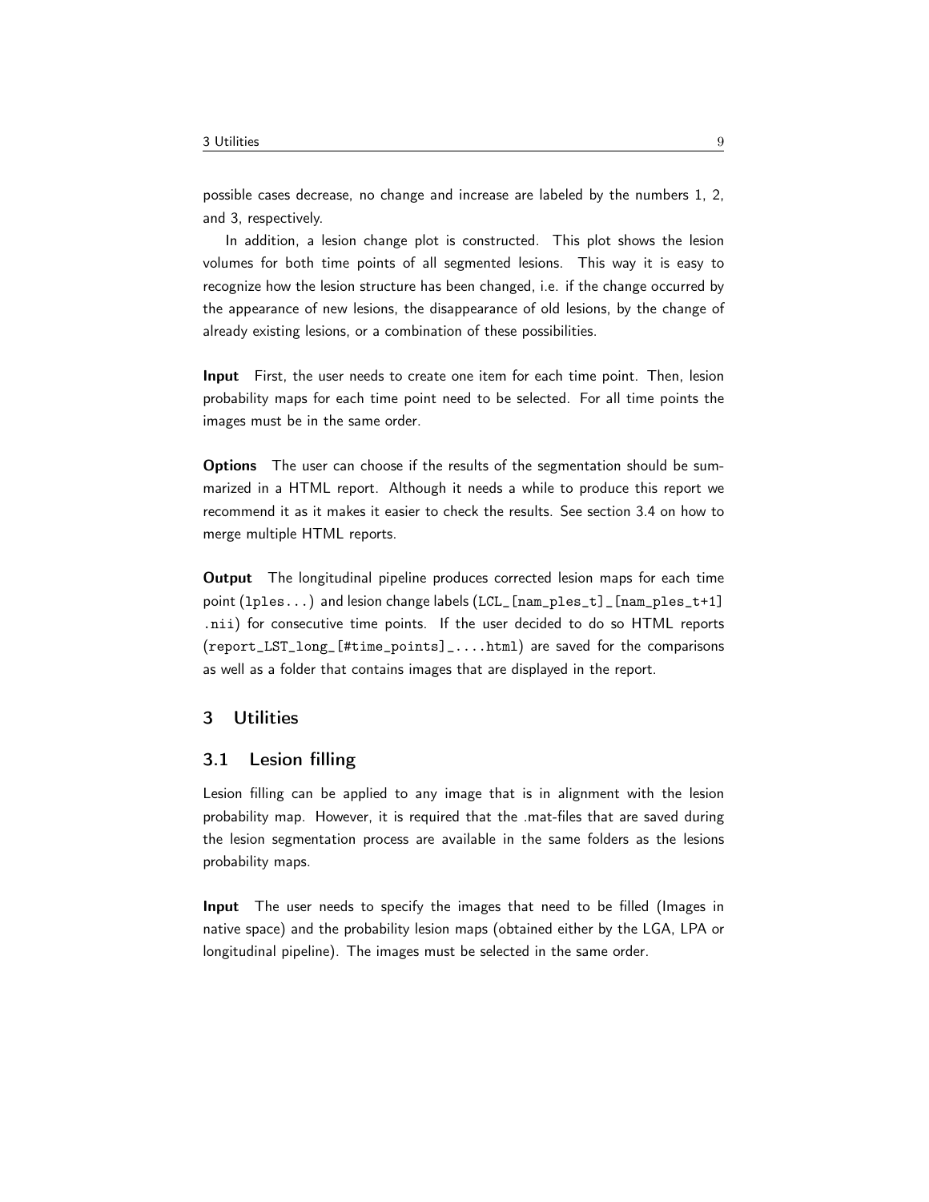possible cases decrease, no change and increase are labeled by the numbers 1, 2, and 3, respectively.

In addition, a lesion change plot is constructed. This plot shows the lesion volumes for both time points of all segmented lesions. This way it is easy to recognize how the lesion structure has been changed, i.e. if the change occurred by the appearance of new lesions, the disappearance of old lesions, by the change of already existing lesions, or a combination of these possibilities.

**Input** First, the user needs to create one item for each time point. Then, lesion probability maps for each time point need to be selected. For all time points the images must be in the same order.

**Options** The user can choose if the results of the segmentation should be summarized in a HTML report. Although it needs a while to produce this report we recommend it as it makes it easier to check the results. See section 3.4 on how to merge multiple HTML reports.

**Output** The longitudinal pipeline produces corrected lesion maps for each time point (`lples...`) and lesion change labels (`LCL_[nam_ples_t]_[nam_ples_t+1].nii`) for consecutive time points. If the user decided to do so HTML reports (`report_LST_long_[#time_points]_....html`) are saved for the comparisons as well as a folder that contains images that are displayed in the report.

## 3 Utilities

### 3.1 Lesion filling

Lesion filling can be applied to any image that is in alignment with the lesion probability map. However, it is required that the .mat-files that are saved during the lesion segmentation process are available in the same folders as the lesions probability maps.

**Input** The user needs to specify the images that need to be filled (Images in native space) and the probability lesion maps (obtained either by the LGA, LPA or longitudinal pipeline). The images must be selected in the same order.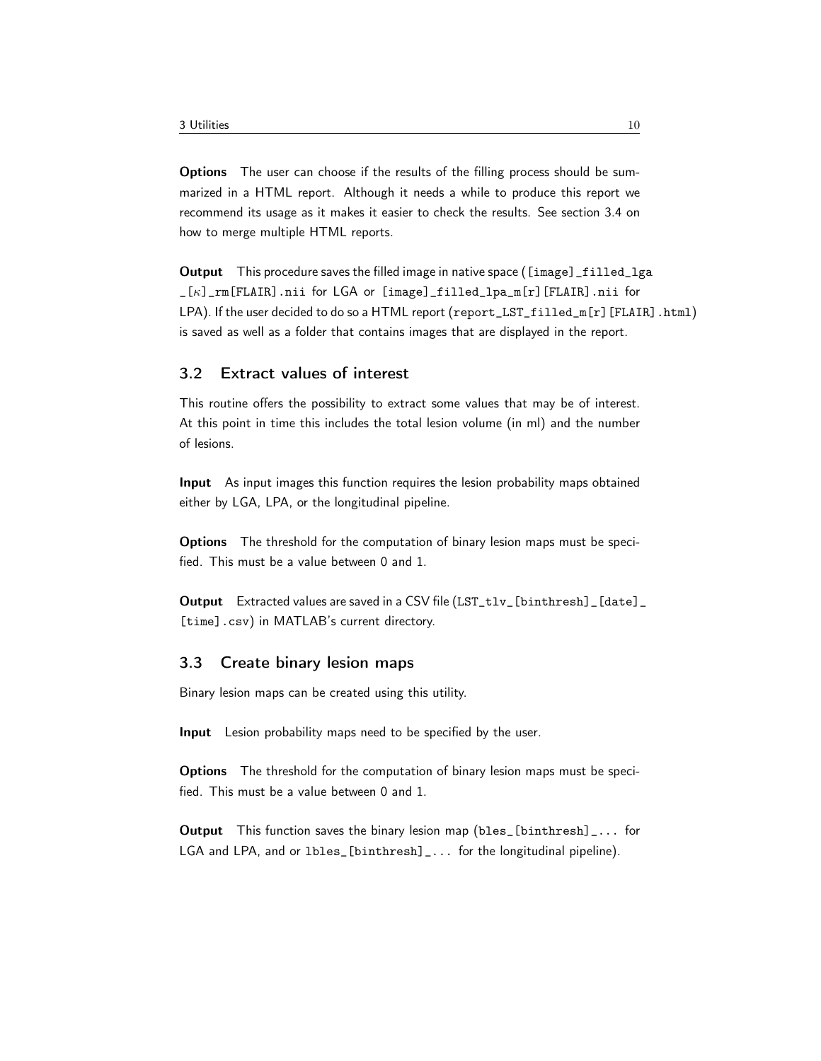**Options** The user can choose if the results of the filling process should be summarized in a HTML report. Although it needs a while to produce this report we recommend its usage as it makes it easier to check the results. See section 3.4 on how to merge multiple HTML reports.

**Output** This procedure saves the filled image in native space (`[image]_filled_lga_[`$\kappa$`]_rm[FLAIR].nii` for LGA or `[image]_filled_lpa_m[r][FLAIR].nii` for LPA). If the user decided to do so a HTML report (`report_LST_filled_m[r][FLAIR].html`) is saved as well as a folder that contains images that are displayed in the report.

## 3.2 Extract values of interest

This routine offers the possibility to extract some values that may be of interest. At this point in time this includes the total lesion volume (in ml) and the number of lesions.

**Input** As input images this function requires the lesion probability maps obtained either by LGA, LPA, or the longitudinal pipeline.

**Options** The threshold for the computation of binary lesion maps must be specified. This must be a value between 0 and 1.

**Output** Extracted values are saved in a CSV file (`LST_tlv_[binthresh]_[date]_[time].csv`) in MATLAB's current directory.

## 3.3 Create binary lesion maps

Binary lesion maps can be created using this utility.

**Input** Lesion probability maps need to be specified by the user.

**Options** The threshold for the computation of binary lesion maps must be specified. This must be a value between 0 and 1.

**Output** This function saves the binary lesion map (`bles_[binthresh]_...` for LGA and LPA, and or `lbles_[binthresh]_...` for the longitudinal pipeline).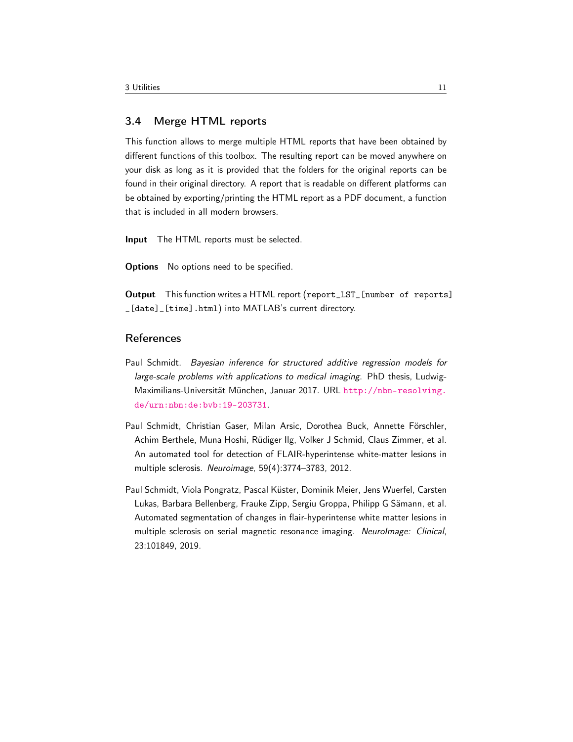### 3.4 Merge HTML reports

This function allows to merge multiple HTML reports that have been obtained by different functions of this toolbox. The resulting report can be moved anywhere on your disk as long as it is provided that the folders for the original reports can be found in their original directory. A report that is readable on different platforms can be obtained by exporting/printing the HTML report as a PDF document, a function that is included in all modern browsers.

**Input** The HTML reports must be selected.

**Options** No options need to be specified.

**Output** This function writes a HTML report (`report_LST_[number of reports]_[date]_[time].html`) into MATLAB's current directory.

## References

Paul Schmidt. *Bayesian inference for structured additive regression models for large-scale problems with applications to medical imaging*. PhD thesis, Ludwig-Maximilians-Universität München, Januar 2017. URL http://nbn-resolving.de/urn:nbn:de:bvb:19-203731.

Paul Schmidt, Christian Gaser, Milan Arsic, Dorothea Buck, Annette Förschler, Achim Berthele, Muna Hoshi, Rüdiger Ilg, Volker J Schmid, Claus Zimmer, et al. An automated tool for detection of FLAIR-hyperintense white-matter lesions in multiple sclerosis. *Neuroimage*, 59(4):3774–3783, 2012.

Paul Schmidt, Viola Pongratz, Pascal Küster, Dominik Meier, Jens Wuerfel, Carsten Lukas, Barbara Bellenberg, Frauke Zipp, Sergiu Groppa, Philipp G Sämann, et al. Automated segmentation of changes in flair-hyperintense white matter lesions in multiple sclerosis on serial magnetic resonance imaging. *NeuroImage: Clinical*, 23:101849, 2019.